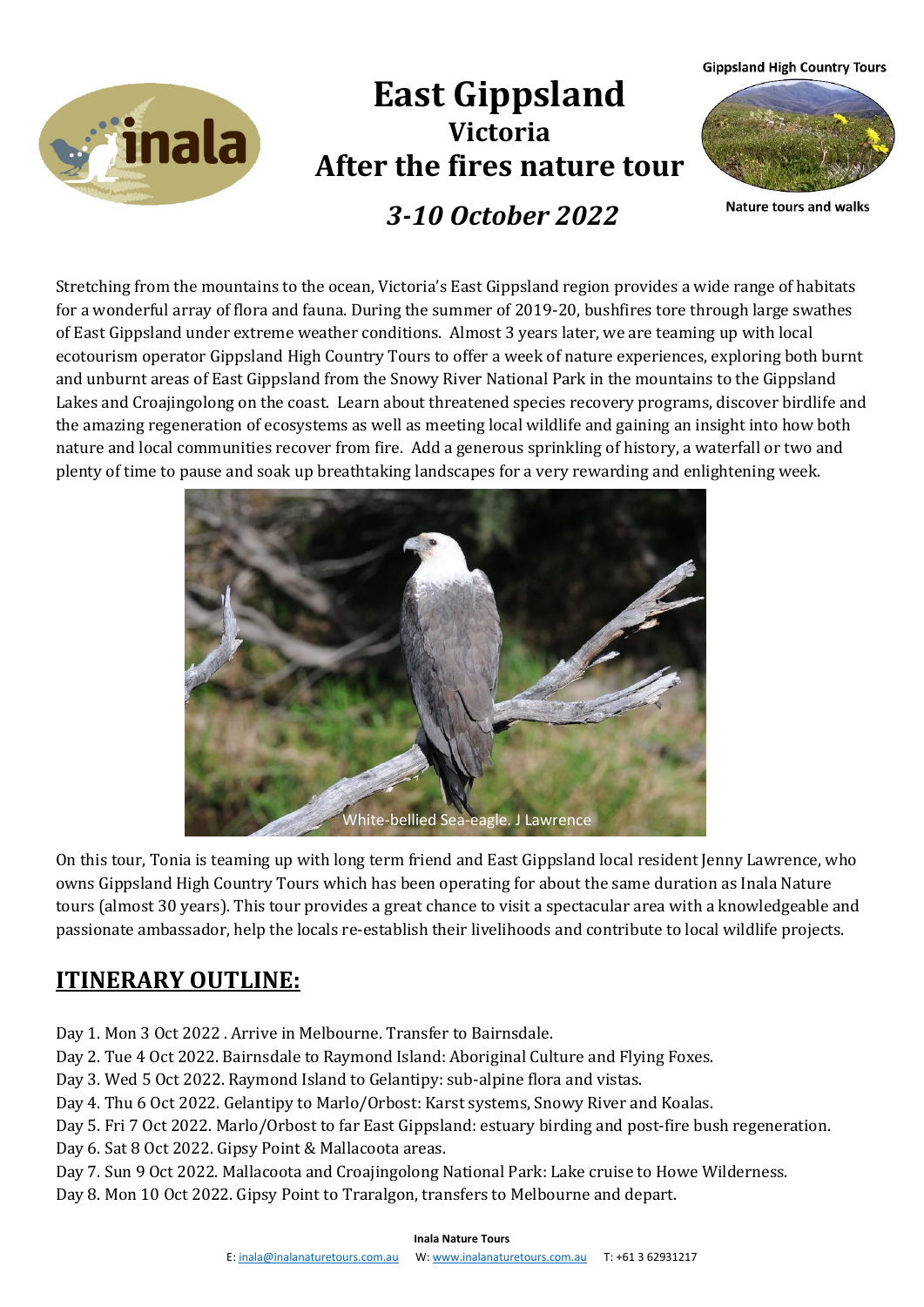# East Gippsland

## Victoria

## After the fires nature tour

### *3-10 October 2022*

Gippsland High Country Tours

Nature tours and walks

Stretching from the mountains to the ocean, Victoria's East Gippsland region provides a wide range of habitats for a wonderful array of flora and fauna. During the summer of 2019-20, bushfires tore through large swathes of East Gippsland under extreme weather conditions. Almost 3 years later, we are teaming up with local ecotourism operator Gippsland High Country Tours to offer a week of nature experiences, exploring both burnt and unburnt areas of East Gippsland from the Snowy River National Park in the mountains to the Gippsland Lakes and Croajingolong on the coast. Learn about threatened species recovery programs, discover birdlife and the amazing regeneration of ecosystems as well as meeting local wildlife and gaining an insight into how both nature and local communities recover from fire. Add a generous sprinkling of history, a waterfall or two and plenty of time to pause and soak up breathtaking landscapes for a very rewarding and enlightening week.

White-bellied Sea-eagle. J Lawrence

On this tour, Tonia is teaming up with long term friend and East Gippsland local resident Jenny Lawrence, who owns Gippsland High Country Tours which has been operating for about the same duration as Inala Nature tours (almost 30 years). This tour provides a great chance to visit a spectacular area with a knowledgeable and passionate ambassador, help the locals re-establish their livelihoods and contribute to local wildlife projects.

## ITINERARY OUTLINE:

Day 1. Mon 3 Oct 2022 . Arrive in Melbourne. Transfer to Bairnsdale.
Day 2. Tue 4 Oct 2022. Bairnsdale to Raymond Island: Aboriginal Culture and Flying Foxes.
Day 3. Wed 5 Oct 2022. Raymond Island to Gelantipy: sub-alpine flora and vistas.
Day 4. Thu 6 Oct 2022. Gelantipy to Marlo/Orbost: Karst systems, Snowy River and Koalas.
Day 5. Fri 7 Oct 2022. Marlo/Orbost to far East Gippsland: estuary birding and post-fire bush regeneration.
Day 6. Sat 8 Oct 2022. Gipsy Point & Mallacoota areas.
Day 7. Sun 9 Oct 2022. Mallacoota and Croajingolong National Park: Lake cruise to Howe Wilderness.
Day 8. Mon 10 Oct 2022. Gipsy Point to Traralgon, transfers to Melbourne and depart.

**Inala Nature Tours**

E: inala@inalanaturetours.com.au W: www.inalanaturetours.com.au T: +61 3 62931217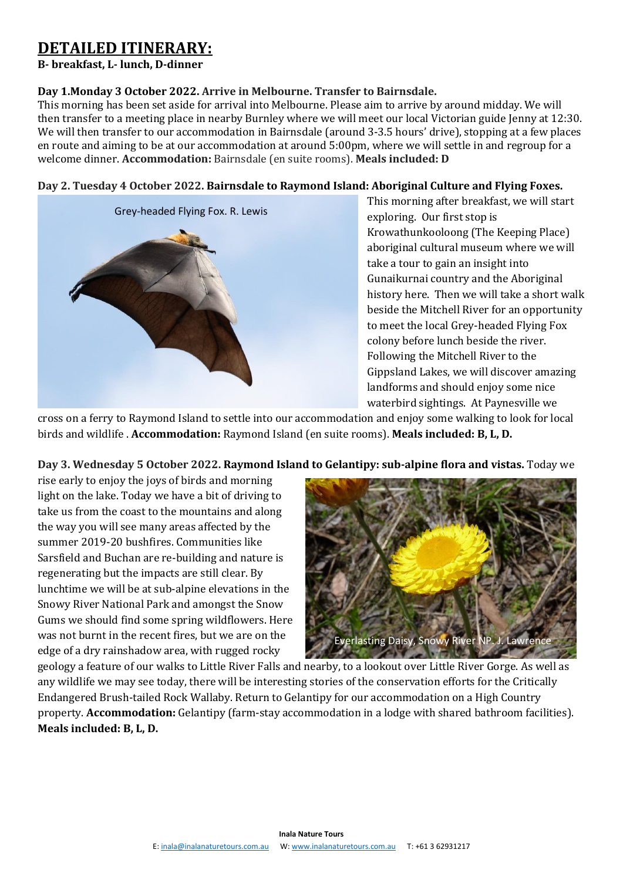# DETAILED ITINERARY:

**B- breakfast, L- lunch, D-dinner**

**Day 1.Monday 3 October 2022. Arrive in Melbourne. Transfer to Bairnsdale.**
This morning has been set aside for arrival into Melbourne. Please aim to arrive by around midday. We will then transfer to a meeting place in nearby Burnley where we will meet our local Victorian guide Jenny at 12:30. We will then transfer to our accommodation in Bairnsdale (around 3-3.5 hours' drive), stopping at a few places en route and aiming to be at our accommodation at around 5:00pm, where we will settle in and regroup for a welcome dinner. **Accommodation:** Bairnsdale (en suite rooms). **Meals included: D**

**Day 2. Tuesday 4 October 2022. Bairnsdale to Raymond Island: Aboriginal Culture and Flying Foxes.**

Grey-headed Flying Fox. R. Lewis

This morning after breakfast, we will start exploring. Our first stop is Krowathunkooloong (The Keeping Place) aboriginal cultural museum where we will take a tour to gain an insight into Gunaikurnai country and the Aboriginal history here. Then we will take a short walk beside the Mitchell River for an opportunity to meet the local Grey-headed Flying Fox colony before lunch beside the river. Following the Mitchell River to the Gippsland Lakes, we will discover amazing landforms and should enjoy some nice waterbird sightings. At Paynesville we cross on a ferry to Raymond Island to settle into our accommodation and enjoy some walking to look for local birds and wildlife . **Accommodation:** Raymond Island (en suite rooms). **Meals included: B, L, D.**

**Day 3. Wednesday 5 October 2022. Raymond Island to Gelantipy: sub-alpine flora and vistas.** Today we rise early to enjoy the joys of birds and morning light on the lake. Today we have a bit of driving to take us from the coast to the mountains and along the way you will see many areas affected by the summer 2019-20 bushfires. Communities like Sarsfield and Buchan are re-building and nature is regenerating but the impacts are still clear. By lunchtime we will be at sub-alpine elevations in the Snowy River National Park and amongst the Snow Gums we should find some spring wildflowers. Here was not burnt in the recent fires, but we are on the edge of a dry rainshadow area, with rugged rocky geology a feature of our walks to Little River Falls and nearby, to a lookout over Little River Gorge. As well as any wildlife we may see today, there will be interesting stories of the conservation efforts for the Critically Endangered Brush-tailed Rock Wallaby. Return to Gelantipy for our accommodation on a High Country property. **Accommodation:** Gelantipy (farm-stay accommodation in a lodge with shared bathroom facilities). **Meals included: B, L, D.**

Everlasting Daisy, Snowy River NP. J. Lawrence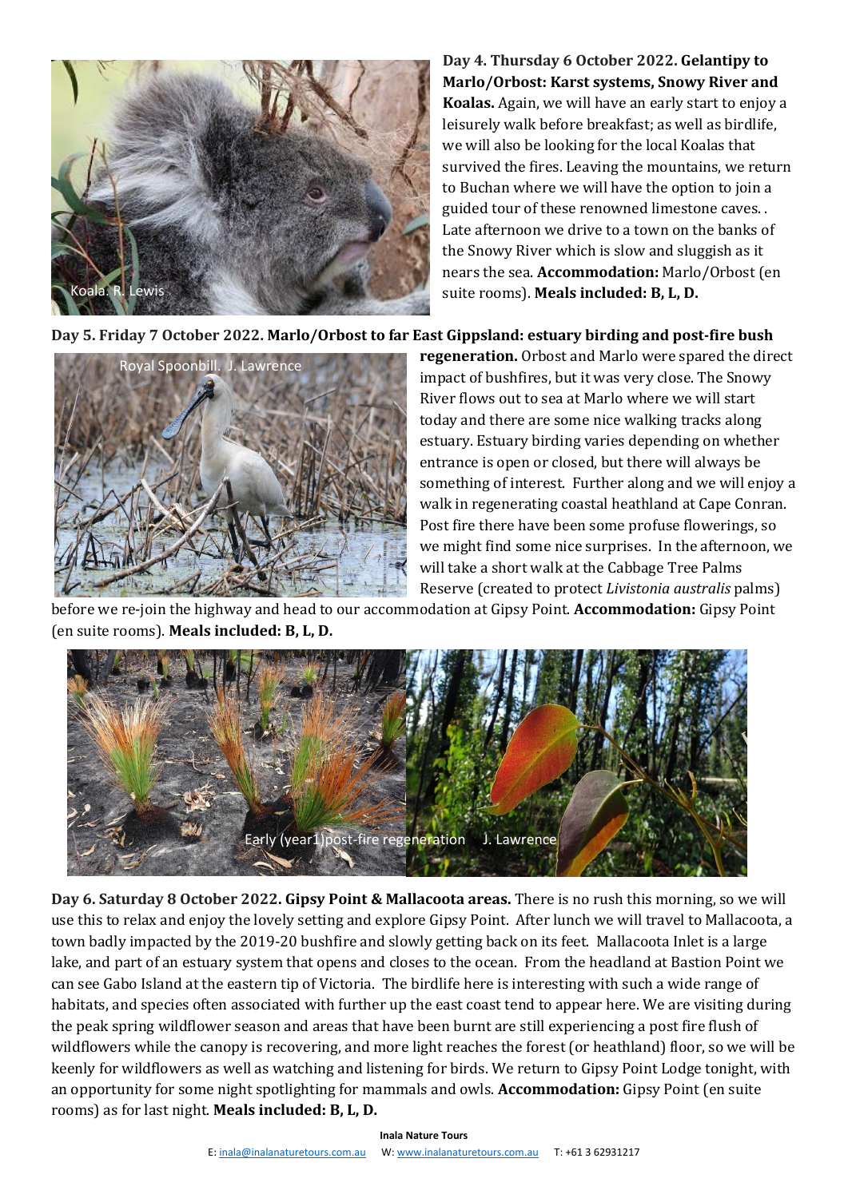**Day 4. Thursday 6 October 2022. Gelantipy to Marlo/Orbost: Karst systems, Snowy River and Koalas.** Again, we will have an early start to enjoy a leisurely walk before breakfast; as well as birdlife, we will also be looking for the local Koalas that survived the fires. Leaving the mountains, we return to Buchan where we will have the option to join a guided tour of these renowned limestone caves. . Late afternoon we drive to a town on the banks of the Snowy River which is slow and sluggish as it nears the sea. **Accommodation:** Marlo/Orbost (en suite rooms). **Meals included: B, L, D.**

Koala. R. Lewis

**Day 5. Friday 7 October 2022. Marlo/Orbost to far East Gippsland: estuary birding and post-fire bush regeneration.** Orbost and Marlo were spared the direct impact of bushfires, but it was very close. The Snowy River flows out to sea at Marlo where we will start today and there are some nice walking tracks along estuary. Estuary birding varies depending on whether entrance is open or closed, but there will always be something of interest. Further along and we will enjoy a walk in regenerating coastal heathland at Cape Conran. Post fire there have been some profuse flowerings, so we might find some nice surprises. In the afternoon, we will take a short walk at the Cabbage Tree Palms Reserve (created to protect *Livistonia australis* palms) before we re-join the highway and head to our accommodation at Gipsy Point. **Accommodation:** Gipsy Point (en suite rooms). **Meals included: B, L, D.**

Royal Spoonbill. J. Lawrence

Early (year1)post-fire regeneration J. Lawrence

**Day 6. Saturday 8 October 2022. Gipsy Point & Mallacoota areas.** There is no rush this morning, so we will use this to relax and enjoy the lovely setting and explore Gipsy Point. After lunch we will travel to Mallacoota, a town badly impacted by the 2019-20 bushfire and slowly getting back on its feet. Mallacoota Inlet is a large lake, and part of an estuary system that opens and closes to the ocean. From the headland at Bastion Point we can see Gabo Island at the eastern tip of Victoria. The birdlife here is interesting with such a wide range of habitats, and species often associated with further up the east coast tend to appear here. We are visiting during the peak spring wildflower season and areas that have been burnt are still experiencing a post fire flush of wildflowers while the canopy is recovering, and more light reaches the forest (or heathland) floor, so we will be keenly for wildflowers as well as watching and listening for birds. We return to Gipsy Point Lodge tonight, with an opportunity for some night spotlighting for mammals and owls. **Accommodation:** Gipsy Point (en suite rooms) as for last night. **Meals included: B, L, D.**

**Inala Nature Tours**

E: inala@inalanaturetours.com.au W: www.inalanaturetours.com.au T: +61 3 62931217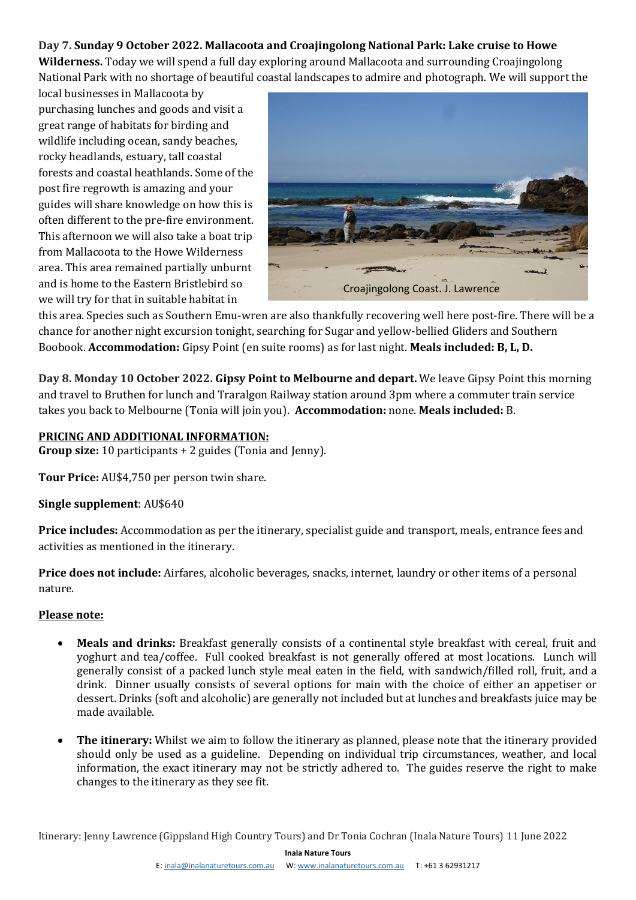**Day 7. Sunday 9 October 2022. Mallacoota and Croajingolong National Park: Lake cruise to Howe Wilderness.** Today we will spend a full day exploring around Mallacoota and surrounding Croajingolong National Park with no shortage of beautiful coastal landscapes to admire and photograph. We will support the local businesses in Mallacoota by purchasing lunches and goods and visit a great range of habitats for birding and wildlife including ocean, sandy beaches, rocky headlands, estuary, tall coastal forests and coastal heathlands. Some of the post fire regrowth is amazing and your guides will share knowledge on how this is often different to the pre-fire environment. This afternoon we will also take a boat trip from Mallacoota to the Howe Wilderness area. This area remained partially unburnt and is home to the Eastern Bristlebird so we will try for that in suitable habitat in this area. Species such as Southern Emu-wren are also thankfully recovering well here post-fire. There will be a chance for another night excursion tonight, searching for Sugar and yellow-bellied Gliders and Southern Boobook. **Accommodation:** Gipsy Point (en suite rooms) as for last night. **Meals included: B, L, D.**

Croajingolong Coast. J. Lawrence

**Day 8. Monday 10 October 2022. Gipsy Point to Melbourne and depart.** We leave Gipsy Point this morning and travel to Bruthen for lunch and Traralgon Railway station around 3pm where a commuter train service takes you back to Melbourne (Tonia will join you). **Accommodation:** none. **Meals included:** B.

**PRICING AND ADDITIONAL INFORMATION:**

**Group size:** 10 participants + 2 guides (Tonia and Jenny).

**Tour Price:** AU$4,750 per person twin share.

**Single supplement**: AU$640

**Price includes:** Accommodation as per the itinerary, specialist guide and transport, meals, entrance fees and activities as mentioned in the itinerary.

**Price does not include:** Airfares, alcoholic beverages, snacks, internet, laundry or other items of a personal nature.

**Please note:**

- **Meals and drinks:** Breakfast generally consists of a continental style breakfast with cereal, fruit and yoghurt and tea/coffee. Full cooked breakfast is not generally offered at most locations. Lunch will generally consist of a packed lunch style meal eaten in the field, with sandwich/filled roll, fruit, and a drink. Dinner usually consists of several options for main with the choice of either an appetiser or dessert. Drinks (soft and alcoholic) are generally not included but at lunches and breakfasts juice may be made available.
- **The itinerary:** Whilst we aim to follow the itinerary as planned, please note that the itinerary provided should only be used as a guideline. Depending on individual trip circumstances, weather, and local information, the exact itinerary may not be strictly adhered to. The guides reserve the right to make changes to the itinerary as they see fit.

Itinerary: Jenny Lawrence (Gippsland High Country Tours) and Dr Tonia Cochran (Inala Nature Tours) 11 June 2022

**Inala Nature Tours**

E: inala@inalanaturetours.com.au W: www.inalanaturetours.com.au T: +61 3 62931217